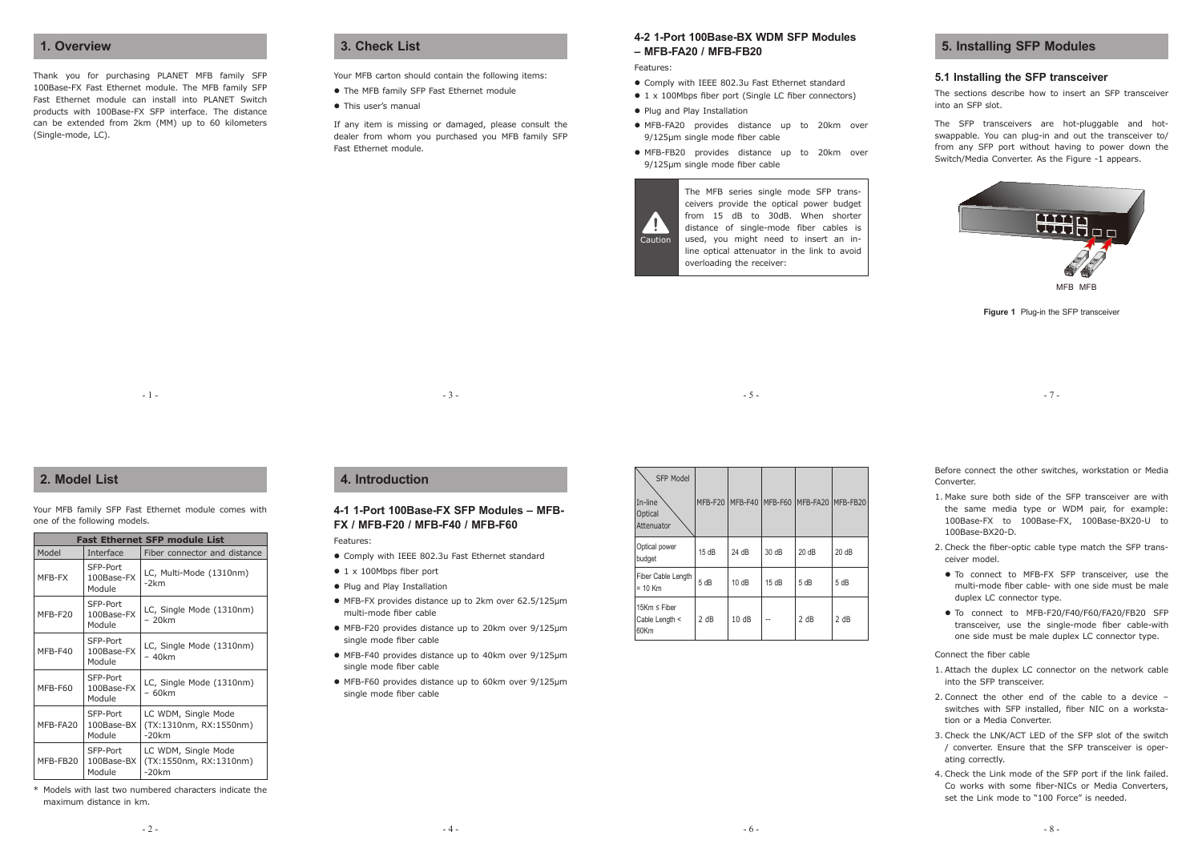## 1. Overview

Thank you for purchasing PLANET MFB family SFP 100Base-FX Fast Ethernet module. The MFB family SFP Fast Ethernet module can install into PLANET Switch products with 100Base-FX SFP interface. The distance can be extended from 2km (MM) up to 60 kilometers (Single-mode, LC).

## 2. Model List

Your MFB family SFP Fast Ethernet module comes with one of the following models.

| Fast Ethernet SFP module List | | |
|---|---|---|
| Model | Interface | Fiber connector and distance |
| MFB-FX | SFP-Port 100Base-FX Module | LC, Multi-Mode (1310nm) -2km |
| MFB-F20 | SFP-Port 100Base-FX Module | LC, Single Mode (1310nm) – 20km |
| MFB-F40 | SFP-Port 100Base-FX Module | LC, Single Mode (1310nm) – 40km |
| MFB-F60 | SFP-Port 100Base-FX Module | LC, Single Mode (1310nm) – 60km |
| MFB-FA20 | SFP-Port 100Base-BX Module | LC WDM, Single Mode (TX:1310nm, RX:1550nm) -20km |
| MFB-FB20 | SFP-Port 100Base-BX Module | LC WDM, Single Mode (TX:1550nm, RX:1310nm) -20km |

* Models with last two numbered characters indicate the maximum distance in km.

## 3. Check List

Your MFB carton should contain the following items:

- The MFB family SFP Fast Ethernet module
- This user's manual

If any item is missing or damaged, please consult the dealer from whom you purchased you MFB family SFP Fast Ethernet module.

## 4. Introduction

### 4-1 1-Port 100Base-FX SFP Modules – MFB-FX / MFB-F20 / MFB-F40 / MFB-F60

Features:

- Comply with IEEE 802.3u Fast Ethernet standard
- 1 x 100Mbps fiber port
- Plug and Play Installation
- MFB-FX provides distance up to 2km over 62.5/125μm multi-mode fiber cable
- MFB-F20 provides distance up to 20km over 9/125μm single mode fiber cable
- MFB-F40 provides distance up to 40km over 9/125μm single mode fiber cable
- MFB-F60 provides distance up to 60km over 9/125μm single mode fiber cable

### 4-2 1-Port 100Base-BX WDM SFP Modules – MFB-FA20 / MFB-FB20

Features:

- Comply with IEEE 802.3u Fast Ethernet standard
- 1 x 100Mbps fiber port (Single LC fiber connectors)
- Plug and Play Installation
- MFB-FA20 provides distance up to 20km over 9/125μm single mode fiber cable
- MFB-FB20 provides distance up to 20km over 9/125μm single mode fiber cable

Caution: The MFB series single mode SFP transceivers provide the optical power budget from 15 dB to 30dB. When shorter distance of single-mode fiber cables is used, you might need to insert an in-line optical attenuator in the link to avoid overloading the receiver:

| SFP Model / In-line Optical Attenuator | MFB-F20 | MFB-F40 | MFB-F60 | MFB-FA20 | MFB-FB20 |
|---|---|---|---|---|---|
| Optical power budget | 15 dB | 24 dB | 30 dB | 20 dB | 20 dB |
| Fiber Cable Length = 10 Km | 5 dB | 10 dB | 15 dB | 5 dB | 5 dB |
| 15Km ≤ Fiber Cable Length < 60Km | 2 dB | 10 dB | -- | 2 dB | 2 dB |

## 5. Installing SFP Modules

### 5.1 Installing the SFP transceiver

The sections describe how to insert an SFP transceiver into an SFP slot.

The SFP transceivers are hot-pluggable and hot-swappable. You can plug-in and out the transceiver to/ from any SFP port without having to power down the Switch/Media Converter. As the Figure -1 appears.

MFB MFB

**Figure 1** Plug-in the SFP transceiver

Before connect the other switches, workstation or Media Converter.

1. Make sure both side of the SFP transceiver are with the same media type or WDM pair, for example: 100Base-FX to 100Base-FX, 100Base-BX20-U to 100Base-BX20-D.
2. Check the fiber-optic cable type match the SFP transceiver model.
   - To connect to MFB-FX SFP transceiver, use the multi-mode fiber cable- with one side must be male duplex LC connector type.
   - To connect to MFB-F20/F40/F60/FA20/FB20 SFP transceiver, use the single-mode fiber cable-with one side must be male duplex LC connector type.

Connect the fiber cable

1. Attach the duplex LC connector on the network cable into the SFP transceiver.
2. Connect the other end of the cable to a device – switches with SFP installed, fiber NIC on a workstation or a Media Converter.
3. Check the LNK/ACT LED of the SFP slot of the switch / converter. Ensure that the SFP transceiver is operating correctly.
4. Check the Link mode of the SFP port if the link failed. Co works with some fiber-NICs or Media Converters, set the Link mode to "100 Force" is needed.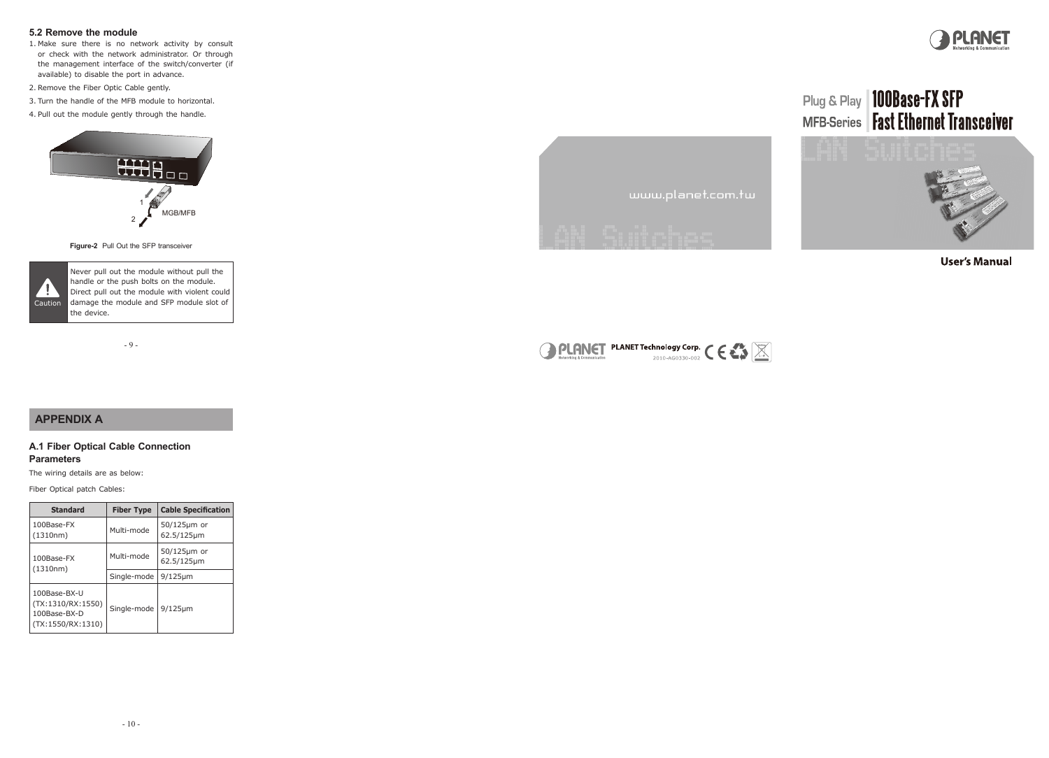## 5.2 Remove the module

1. Make sure there is no network activity by consult or check with the network administrator. Or through the management interface of the switch/converter (if available) to disable the port in advance.
2. Remove the Fiber Optic Cable gently.
3. Turn the handle of the MFB module to horizontal.
4. Pull out the module gently through the handle.

1

2

MGB/MFB

**Figure-2** Pull Out the SFP transceiver

> **Caution**
>
> Never pull out the module without pull the handle or the push bolts on the module. Direct pull out the module with violent could damage the module and SFP module slot of the device.

## APPENDIX A

### A.1 Fiber Optical Cable Connection Parameters

The wiring details are as below:

Fiber Optical patch Cables:

| Standard | Fiber Type | Cable Specification |
|---|---|---|
| 100Base-FX (1310nm) | Multi-mode | 50/125μm or 62.5/125μm |
| 100Base-FX (1310nm) | Multi-mode | 50/125μm or 62.5/125μm |
| | Single-mode | 9/125μm |
| 100Base-BX-U (TX:1310/RX:1550) 100Base-BX-D (TX:1550/RX:1310) | Single-mode | 9/125μm |

PLANET Networking & Communication

Plug & Play MFB-Series

# 100Base-FX SFP Fast Ethernet Transceiver

LAN Switches

User's Manual

www.planet.com.tw

LAN Switches

PLANET Technology Corp.

2010-AG0330-002